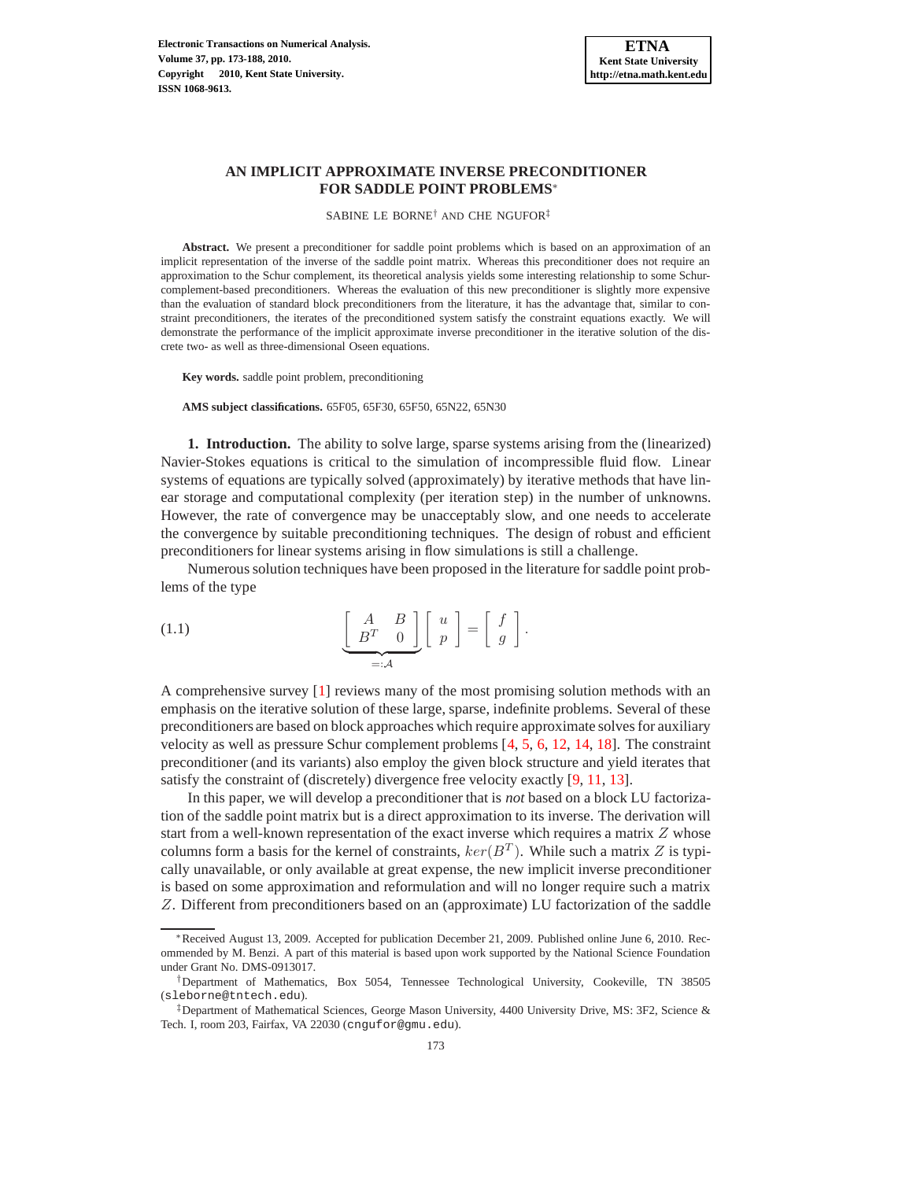# AN IMPLICIT APPROXIMATE INVERSE PRECONDITIONER FOR SADDLE POINT PROBLEMS*

SABINE LE BORNE[†] AND CHE NGUFOR[‡]

**Abstract.** We present a preconditioner for saddle point problems which is based on an approximation of an implicit representation of the inverse of the saddle point matrix. Whereas this preconditioner does not require an approximation to the Schur complement, its theoretical analysis yields some interesting relationship to some Schur-complement-based preconditioners. Whereas the evaluation of this new preconditioner is slightly more expensive than the evaluation of standard block preconditioners from the literature, it has the advantage that, similar to constraint preconditioners, the iterates of the preconditioned system satisfy the constraint equations exactly. We will demonstrate the performance of the implicit approximate inverse preconditioner in the iterative solution of the discrete two- as well as three-dimensional Oseen equations.

**Key words.** saddle point problem, preconditioning

**AMS subject classifications.** 65F05, 65F30, 65F50, 65N22, 65N30

**1. Introduction.** The ability to solve large, sparse systems arising from the (linearized) Navier-Stokes equations is critical to the simulation of incompressible fluid flow. Linear systems of equations are typically solved (approximately) by iterative methods that have linear storage and computational complexity (per iteration step) in the number of unknowns. However, the rate of convergence may be unacceptably slow, and one needs to accelerate the convergence by suitable preconditioning techniques. The design of robust and efficient preconditioners for linear systems arising in flow simulations is still a challenge.

Numerous solution techniques have been proposed in the literature for saddle point problems of the type

$$\underbrace{\begin{bmatrix} A & B \\ B^T & 0 \end{bmatrix}}_{=:\mathcal{A}} \begin{bmatrix} u \\ p \end{bmatrix} = \begin{bmatrix} f \\ g \end{bmatrix}. \tag{1.1}$$

A comprehensive survey [1] reviews many of the most promising solution methods with an emphasis on the iterative solution of these large, sparse, indefinite problems. Several of these preconditioners are based on block approaches which require approximate solves for auxiliary velocity as well as pressure Schur complement problems [4, 5, 6, 12, 14, 18]. The constraint preconditioner (and its variants) also employ the given block structure and yield iterates that satisfy the constraint of (discretely) divergence free velocity exactly [9, 11, 13].

In this paper, we will develop a preconditioner that is *not* based on a block LU factorization of the saddle point matrix but is a direct approximation to its inverse. The derivation will start from a well-known representation of the exact inverse which requires a matrix $Z$ whose columns form a basis for the kernel of constraints, $ker(B^T)$. While such a matrix $Z$ is typically unavailable, or only available at great expense, the new implicit inverse preconditioner is based on some approximation and reformulation and will no longer require such a matrix $Z$. Different from preconditioners based on an (approximate) LU factorization of the saddle

---

*Received August 13, 2009. Accepted for publication December 21, 2009. Published online June 6, 2010. Recommended by M. Benzi. A part of this material is based upon work supported by the National Science Foundation under Grant No. DMS-0913017.

[†]Department of Mathematics, Box 5054, Tennessee Technological University, Cookeville, TN 38505 (sleborne@tntech.edu).

[‡]Department of Mathematical Sciences, George Mason University, 4400 University Drive, MS: 3F2, Science & Tech. I, room 203, Fairfax, VA 22030 (cngufor@gmu.edu).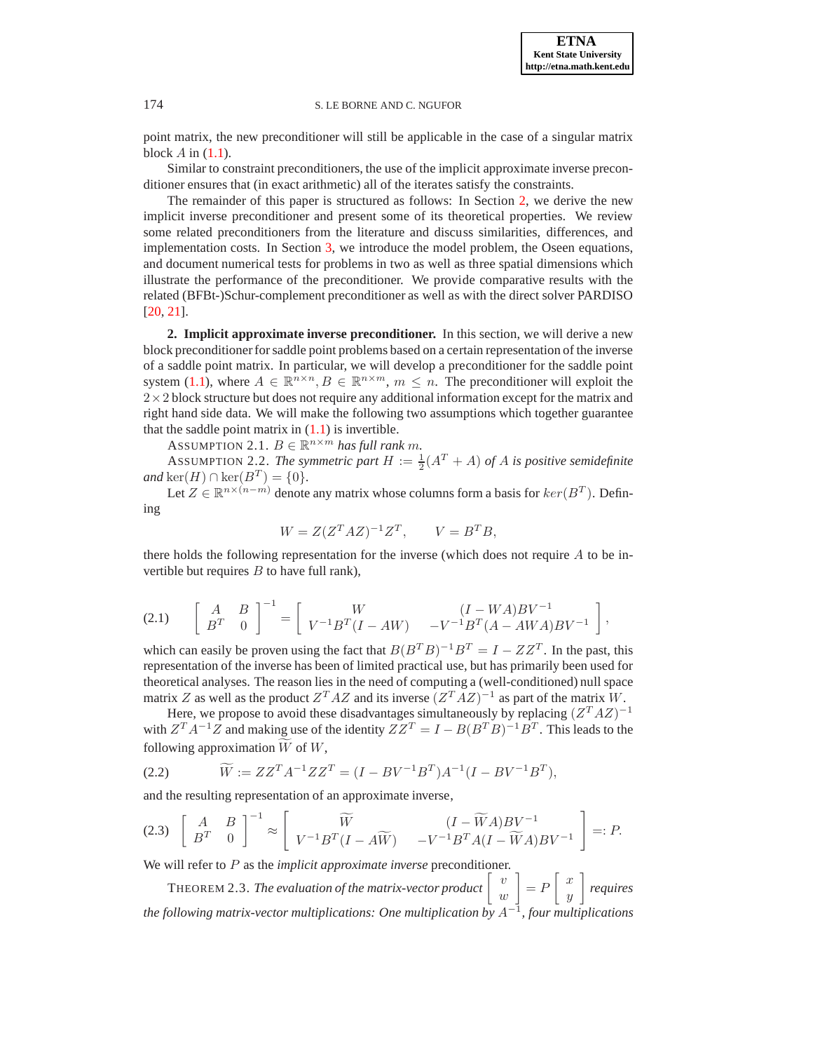point matrix, the new preconditioner will still be applicable in the case of a singular matrix block $A$ in (1.1).

Similar to constraint preconditioners, the use of the implicit approximate inverse preconditioner ensures that (in exact arithmetic) all of the iterates satisfy the constraints.

The remainder of this paper is structured as follows: In Section 2, we derive the new implicit inverse preconditioner and present some of its theoretical properties. We review some related preconditioners from the literature and discuss similarities, differences, and implementation costs. In Section 3, we introduce the model problem, the Oseen equations, and document numerical tests for problems in two as well as three spatial dimensions which illustrate the performance of the preconditioner. We provide comparative results with the related (BFBt-)Schur-complement preconditioner as well as with the direct solver PARDISO [20, 21].

## 2. Implicit approximate inverse preconditioner.

In this section, we will derive a new block preconditioner for saddle point problems based on a certain representation of the inverse of a saddle point matrix. In particular, we will develop a preconditioner for the saddle point system (1.1), where $A \in \mathbb{R}^{n\times n}, B \in \mathbb{R}^{n\times m}$, $m \leq n$. The preconditioner will exploit the $2\times 2$ block structure but does not require any additional information except for the matrix and right hand side data. We will make the following two assumptions which together guarantee that the saddle point matrix in (1.1) is invertible.

ASSUMPTION 2.1. *$B \in \mathbb{R}^{n\times m}$ has full rank $m$.*

ASSUMPTION 2.2. *The symmetric part $H := \frac{1}{2}(A^T + A)$ of $A$ is positive semidefinite and $\ker(H) \cap \ker(B^T) = \{0\}$.*

Let $Z \in \mathbb{R}^{n\times(n-m)}$ denote any matrix whose columns form a basis for $ker(B^T)$. Defining

$$W = Z(Z^T AZ)^{-1}Z^T, \qquad V = B^T B,$$

there holds the following representation for the inverse (which does not require $A$ to be invertible but requires $B$ to have full rank),

$$\begin{bmatrix} A & B \\ B^T & 0 \end{bmatrix}^{-1} = \begin{bmatrix} W & (I - WA)BV^{-1} \\ V^{-1}B^T(I - AW) & -V^{-1}B^T(A - AWA)BV^{-1} \end{bmatrix}, \tag{2.1}$$

which can easily be proven using the fact that $B(B^TB)^{-1}B^T = I - ZZ^T$. In the past, this representation of the inverse has been of limited practical use, but has primarily been used for theoretical analyses. The reason lies in the need of computing a (well-conditioned) null space matrix $Z$ as well as the product $Z^TAZ$ and its inverse $(Z^TAZ)^{-1}$ as part of the matrix $W$.

Here, we propose to avoid these disadvantages simultaneously by replacing $(Z^TAZ)^{-1}$ with $Z^TA^{-1}Z$ and making use of the identity $ZZ^T = I - B(B^TB)^{-1}B^T$. This leads to the following approximation $\widetilde{W}$ of $W$,

$$\widetilde{W} := ZZ^TA^{-1}ZZ^T = (I - BV^{-1}B^T)A^{-1}(I - BV^{-1}B^T), \tag{2.2}$$

and the resulting representation of an approximate inverse,

$$\begin{bmatrix} A & B \\ B^T & 0 \end{bmatrix}^{-1} \approx \begin{bmatrix} \widetilde{W} & (I - \widetilde{W}A)BV^{-1} \\ V^{-1}B^T(I - A\widetilde{W}) & -V^{-1}B^TA(I - \widetilde{W}A)BV^{-1} \end{bmatrix} =: P. \tag{2.3}$$

We will refer to $P$ as the *implicit approximate inverse* preconditioner.

THEOREM 2.3. *The evaluation of the matrix-vector product $\begin{bmatrix} v \\ w \end{bmatrix} = P \begin{bmatrix} x \\ y \end{bmatrix}$ requires the following matrix-vector multiplications: One multiplication by $A^{-1}$, four multiplications*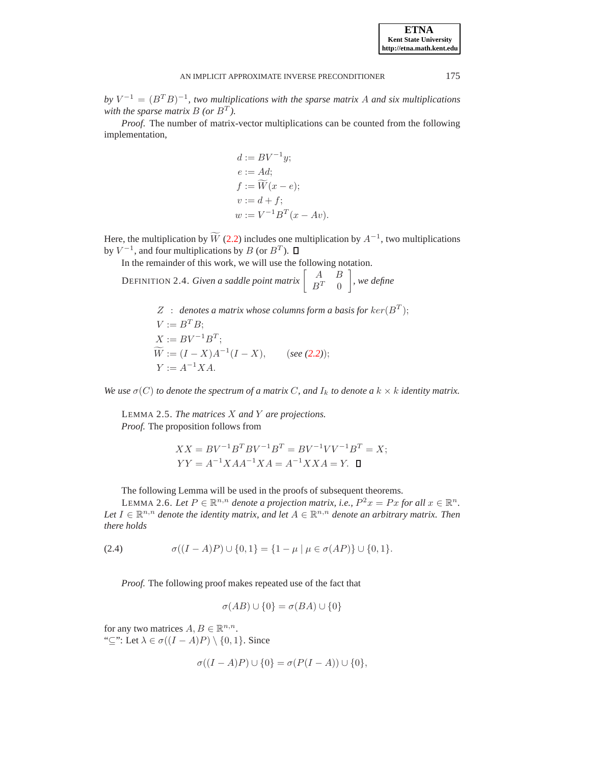*by $V^{-1} = (B^T B)^{-1}$, two multiplications with the sparse matrix $A$ and six multiplications with the sparse matrix $B$ (or $B^T$).*

*Proof.* The number of matrix-vector multiplications can be counted from the following implementation,

$$
\begin{aligned}
d &:= BV^{-1}y;\\
e &:= Ad;\\
f &:= \widetilde{W}(x-e);\\
v &:= d+f;\\
w &:= V^{-1}B^T(x-Av).
\end{aligned}
$$

Here, the multiplication by $\widetilde{W}$ (2.2) includes one multiplication by $A^{-1}$, two multiplications by $V^{-1}$, and four multiplications by $B$ (or $B^T$). ☐

In the remainder of this work, we will use the following notation.

DEFINITION 2.4. *Given a saddle point matrix $\begin{bmatrix} A & B \\ B^T & 0 \end{bmatrix}$, we define*

$$
\begin{aligned}
Z &: \text{ denotes a matrix whose columns form a basis for } ker(B^T);\\
V &:= B^T B;\\
X &:= BV^{-1}B^T;\\
\widetilde{W} &:= (I-X)A^{-1}(I-X), \qquad \text{(see (2.2))};\\
Y &:= A^{-1}XA.
\end{aligned}
$$

*We use $\sigma(C)$ to denote the spectrum of a matrix $C$, and $I_k$ to denote a $k \times k$ identity matrix.*

LEMMA 2.5. *The matrices $X$ and $Y$ are projections.*

*Proof.* The proposition follows from

$$
\begin{aligned}
XX &= BV^{-1}B^T BV^{-1}B^T = BV^{-1}VV^{-1}B^T = X;\\
YY &= A^{-1}XAA^{-1}XA = A^{-1}XXA = Y. \quad ☐
\end{aligned}
$$

The following Lemma will be used in the proofs of subsequent theorems.

LEMMA 2.6. *Let $P \in \mathbb{R}^{n,n}$ denote a projection matrix, i.e., $P^2x = Px$ for all $x \in \mathbb{R}^n$. Let $I \in \mathbb{R}^{n,n}$ denote the identity matrix, and let $A \in \mathbb{R}^{n,n}$ denote an arbitrary matrix. Then there holds*

$$
\sigma((I-A)P) \cup \{0,1\} = \{1-\mu \mid \mu \in \sigma(AP)\} \cup \{0,1\}. \tag{2.4}
$$

*Proof.* The following proof makes repeated use of the fact that

$$
\sigma(AB) \cup \{0\} = \sigma(BA) \cup \{0\}
$$

for any two matrices $A, B \in \mathbb{R}^{n,n}$.

"$\subseteq$": Let $\lambda \in \sigma((I-A)P) \setminus \{0,1\}$. Since

$$
\sigma((I-A)P) \cup \{0\} = \sigma(P(I-A)) \cup \{0\},
$$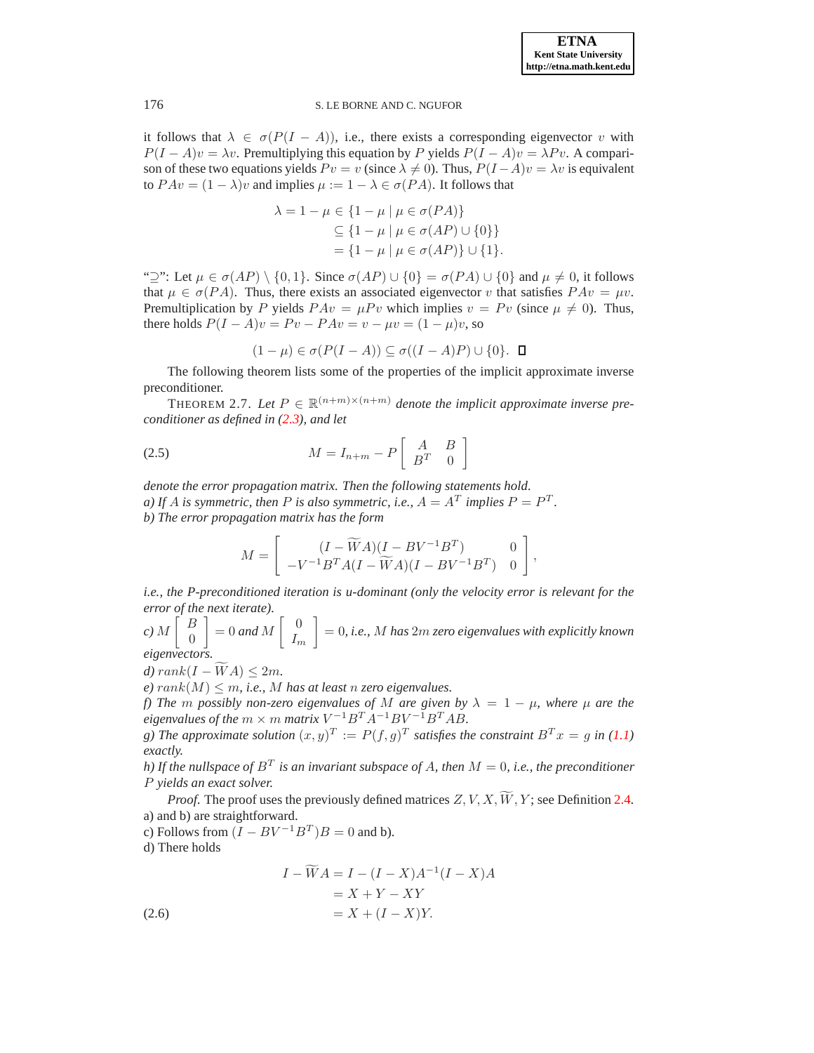it follows that $\lambda \in \sigma(P(I-A))$, i.e., there exists a corresponding eigenvector $v$ with $P(I-A)v = \lambda v$. Premultiplying this equation by $P$ yields $P(I-A)v = \lambda P v$. A comparison of these two equations yields $Pv = v$ (since $\lambda \neq 0$). Thus, $P(I-A)v = \lambda v$ is equivalent to $PAv = (1-\lambda)v$ and implies $\mu := 1-\lambda \in \sigma(PA)$. It follows that

$$
\begin{aligned}
\lambda = 1-\mu &\in \{1-\mu \mid \mu \in \sigma(PA)\} \\
&\subseteq \{1-\mu \mid \mu \in \sigma(AP) \cup \{0\}\} \\
&= \{1-\mu \mid \mu \in \sigma(AP)\} \cup \{1\}.
\end{aligned}
$$

"$\supseteq$": Let $\mu \in \sigma(AP) \setminus \{0,1\}$. Since $\sigma(AP) \cup \{0\} = \sigma(PA) \cup \{0\}$ and $\mu \neq 0$, it follows that $\mu \in \sigma(PA)$. Thus, there exists an associated eigenvector $v$ that satisfies $PAv = \mu v$. Premultiplication by $P$ yields $PAv = \mu P v$ which implies $v = Pv$ (since $\mu \neq 0$). Thus, there holds $P(I-A)v = Pv - PAv = v - \mu v = (1-\mu)v$, so

$$
(1-\mu) \in \sigma(P(I-A)) \subseteq \sigma((I-A)P) \cup \{0\}. \quad \square
$$

The following theorem lists some of the properties of the implicit approximate inverse preconditioner.

THEOREM 2.7. *Let $P \in \mathbb{R}^{(n+m)\times(n+m)}$ denote the implicit approximate inverse preconditioner as defined in (2.3), and let*

$$
M = I_{n+m} - P \begin{bmatrix} A & B \\ B^T & 0 \end{bmatrix} \tag{2.5}
$$

*denote the error propagation matrix. Then the following statements hold.*

*a) If $A$ is symmetric, then $P$ is also symmetric, i.e., $A = A^T$ implies $P = P^T$.*

*b) The error propagation matrix has the form*

$$
M = \begin{bmatrix} (I - \widetilde{W}A)(I - BV^{-1}B^T) & 0 \\ -V^{-1}B^T A(I - \widetilde{W}A)(I - BV^{-1}B^T) & 0 \end{bmatrix},
$$

*i.e., the P-preconditioned iteration is u-dominant (only the velocity error is relevant for the error of the next iterate).*

*c) $M \begin{bmatrix} B \\ 0 \end{bmatrix} = 0$ and $M \begin{bmatrix} 0 \\ I_m \end{bmatrix} = 0$, i.e., $M$ has $2m$ zero eigenvalues with explicitly known eigenvectors.*

*d) $rank(I - \widetilde{W}A) \leq 2m$.*

*e) $rank(M) \leq m$, i.e., $M$ has at least $n$ zero eigenvalues.*

*f) The $m$ possibly non-zero eigenvalues of $M$ are given by $\lambda = 1 - \mu$, where $\mu$ are the eigenvalues of the $m \times m$ matrix $V^{-1}B^T A^{-1} B V^{-1} B^T AB$.*

*g) The approximate solution $(x,y)^T := P(f,g)^T$ satisfies the constraint $B^T x = g$ in (1.1) exactly.*

*h) If the nullspace of $B^T$ is an invariant subspace of $A$, then $M = 0$, i.e., the preconditioner $P$ yields an exact solver.*

*Proof.* The proof uses the previously defined matrices $Z, V, X, \widetilde{W}, Y$; see Definition 2.4.
a) and b) are straightforward.
c) Follows from $(I - BV^{-1}B^T)B = 0$ and b).
d) There holds

$$
\begin{aligned}
I - \widetilde{W}A &= I - (I-X)A^{-1}(I-X)A \\
&= X + Y - XY \\
&= X + (I-X)Y.
\end{aligned} \tag{2.6}
$$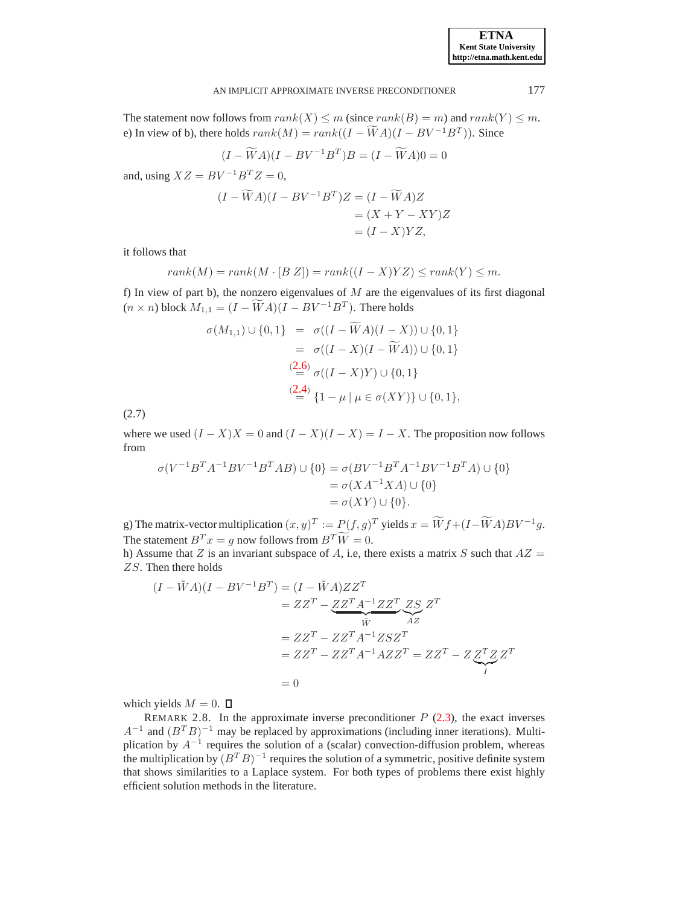The statement now follows from $rank(X) \leq m$ (since $rank(B) = m$) and $rank(Y) \leq m$.
e) In view of b), there holds $rank(M) = rank((I - \widetilde{W}A)(I - BV^{-1}B^T))$. Since

$$(I - \widetilde{W}A)(I - BV^{-1}B^T)B = (I - \widetilde{W}A)0 = 0$$

and, using $XZ = BV^{-1}B^TZ = 0$,

$$\begin{aligned}(I - \widetilde{W}A)(I - BV^{-1}B^T)Z &= (I - \widetilde{W}A)Z \\ &= (X + Y - XY)Z \\ &= (I - X)YZ,\end{aligned}$$

it follows that

$$rank(M) = rank(M \cdot [B\ Z]) = rank((I - X)YZ) \leq rank(Y) \leq m.$$

f) In view of part b), the nonzero eigenvalues of $M$ are the eigenvalues of its first diagonal ($n \times n$) block $M_{1,1} = (I - \widetilde{W}A)(I - BV^{-1}B^T)$. There holds

$$\begin{aligned}\sigma(M_{1,1}) \cup \{0, 1\} &= \sigma((I - \widetilde{W}A)(I - X)) \cup \{0, 1\} \\ &= \sigma((I - X)(I - \widetilde{W}A)) \cup \{0, 1\} \\ &\overset{(2.6)}{=} \sigma((I - X)Y) \cup \{0, 1\} \\ &\overset{(2.4)}{=} \{1 - \mu \mid \mu \in \sigma(XY)\} \cup \{0, 1\},\end{aligned} \tag{2.7}$$

where we used $(I - X)X = 0$ and $(I - X)(I - X) = I - X$. The proposition now follows from

$$\begin{aligned}\sigma(V^{-1}B^TA^{-1}BV^{-1}B^TAB) \cup \{0\} &= \sigma(BV^{-1}B^TA^{-1}BV^{-1}B^TA) \cup \{0\} \\ &= \sigma(XA^{-1}XA) \cup \{0\} \\ &= \sigma(XY) \cup \{0\}.\end{aligned}$$

g) The matrix-vector multiplication $(x, y)^T := P(f, g)^T$ yields $x = \widetilde{W}f + (I - \widetilde{W}A)BV^{-1}g$. The statement $B^Tx = g$ now follows from $B^T\widetilde{W} = 0$.
h) Assume that $Z$ is an invariant subspace of $A$, i.e, there exists a matrix $S$ such that $AZ = ZS$. Then there holds

$$\begin{aligned}(I - \tilde{W}A)(I - BV^{-1}B^T) &= (I - \tilde{W}A)ZZ^T \\ &= ZZ^T - \underbrace{ZZ^TA^{-1}ZZ^T}_{\tilde{W}}\underbrace{ZS}_{AZ}Z^T \\ &= ZZ^T - ZZ^TA^{-1}ZSZ^T \\ &= ZZ^T - ZZ^TA^{-1}AZZ^T = ZZ^T - Z\underbrace{Z^TZ}_{I}Z^T \\ &= 0\end{aligned}$$

which yields $M = 0$. □

REMARK 2.8. In the approximate inverse preconditioner $P$ (2.3), the exact inverses $A^{-1}$ and $(B^TB)^{-1}$ may be replaced by approximations (including inner iterations). Multiplication by $A^{-1}$ requires the solution of a (scalar) convection-diffusion problem, whereas the multiplication by $(B^TB)^{-1}$ requires the solution of a symmetric, positive definite system that shows similarities to a Laplace system. For both types of problems there exist highly efficient solution methods in the literature.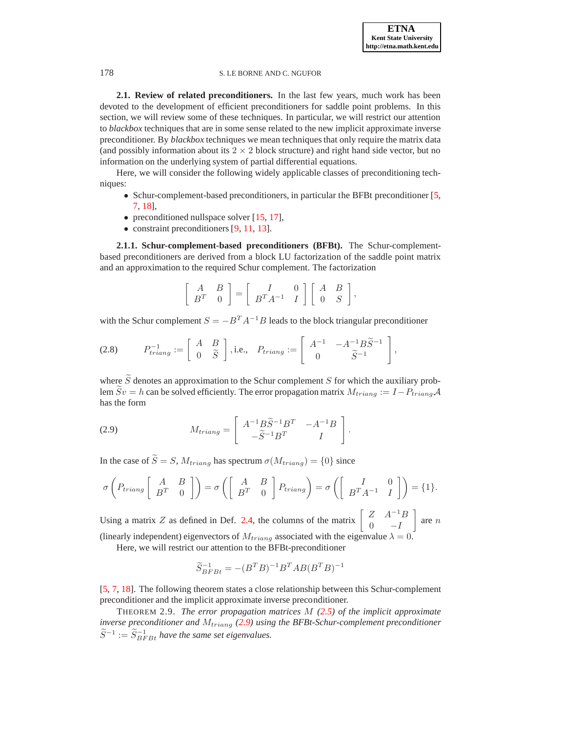**2.1. Review of related preconditioners.** In the last few years, much work has been devoted to the development of efficient preconditioners for saddle point problems. In this section, we will review some of these techniques. In particular, we will restrict our attention to *blackbox* techniques that are in some sense related to the new implicit approximate inverse preconditioner. By *blackbox* techniques we mean techniques that only require the matrix data (and possibly information about its $2 \times 2$ block structure) and right hand side vector, but no information on the underlying system of partial differential equations.

Here, we will consider the following widely applicable classes of preconditioning techniques:

- Schur-complement-based preconditioners, in particular the BFBt preconditioner [5, 7, 18],
- preconditioned nullspace solver [15, 17],
- constraint preconditioners [9, 11, 13].

**2.1.1. Schur-complement-based preconditioners (BFBt).** The Schur-complement-based preconditioners are derived from a block LU factorization of the saddle point matrix and an approximation to the required Schur complement. The factorization

$$\begin{bmatrix} A & B \\ B^T & 0 \end{bmatrix} = \begin{bmatrix} I & 0 \\ B^T A^{-1} & I \end{bmatrix} \begin{bmatrix} A & B \\ 0 & S \end{bmatrix},$$

with the Schur complement $S = -B^T A^{-1} B$ leads to the block triangular preconditioner

$$P_{triang}^{-1} := \begin{bmatrix} A & B \\ 0 & \widetilde{S} \end{bmatrix}, \text{i.e.,} \quad P_{triang} := \begin{bmatrix} A^{-1} & -A^{-1} B \widetilde{S}^{-1} \\ 0 & \widetilde{S}^{-1} \end{bmatrix}, \tag{2.8}$$

where $\widetilde{S}$ denotes an approximation to the Schur complement $S$ for which the auxiliary problem $\widetilde{S} v = h$ can be solved efficiently. The error propagation matrix $M_{triang} := I - P_{triang} \mathcal{A}$ has the form

$$M_{triang} = \begin{bmatrix} A^{-1} B \widetilde{S}^{-1} B^T & -A^{-1} B \\ -\widetilde{S}^{-1} B^T & I \end{bmatrix}. \tag{2.9}$$

In the case of $\widetilde{S} = S$, $M_{triang}$ has spectrum $\sigma(M_{triang}) = \{0\}$ since

$$\sigma\left( P_{triang} \begin{bmatrix} A & B \\ B^T & 0 \end{bmatrix} \right) = \sigma\left( \begin{bmatrix} A & B \\ B^T & 0 \end{bmatrix} P_{triang} \right) = \sigma\left( \begin{bmatrix} I & 0 \\ B^T A^{-1} & I \end{bmatrix} \right) = \{1\}.$$

Using a matrix $Z$ as defined in Def. 2.4, the columns of the matrix $\begin{bmatrix} Z & A^{-1} B \\ 0 & -I \end{bmatrix}$ are $n$ (linearly independent) eigenvectors of $M_{triang}$ associated with the eigenvalue $\lambda = 0$.

Here, we will restrict our attention to the BFBt-preconditioner

$$\widetilde{S}_{BFBt}^{-1} = -(B^T B)^{-1} B^T A B (B^T B)^{-1}$$

[5, 7, 18]. The following theorem states a close relationship between this Schur-complement preconditioner and the implicit approximate inverse preconditioner.

THEOREM 2.9. *The error propagation matrices $M$ (2.5) of the implicit approximate inverse preconditioner and $M_{triang}$ (2.9) using the BFBt-Schur-complement preconditioner $\widetilde{S}^{-1} := \widetilde{S}_{BFBt}^{-1}$ have the same set eigenvalues.*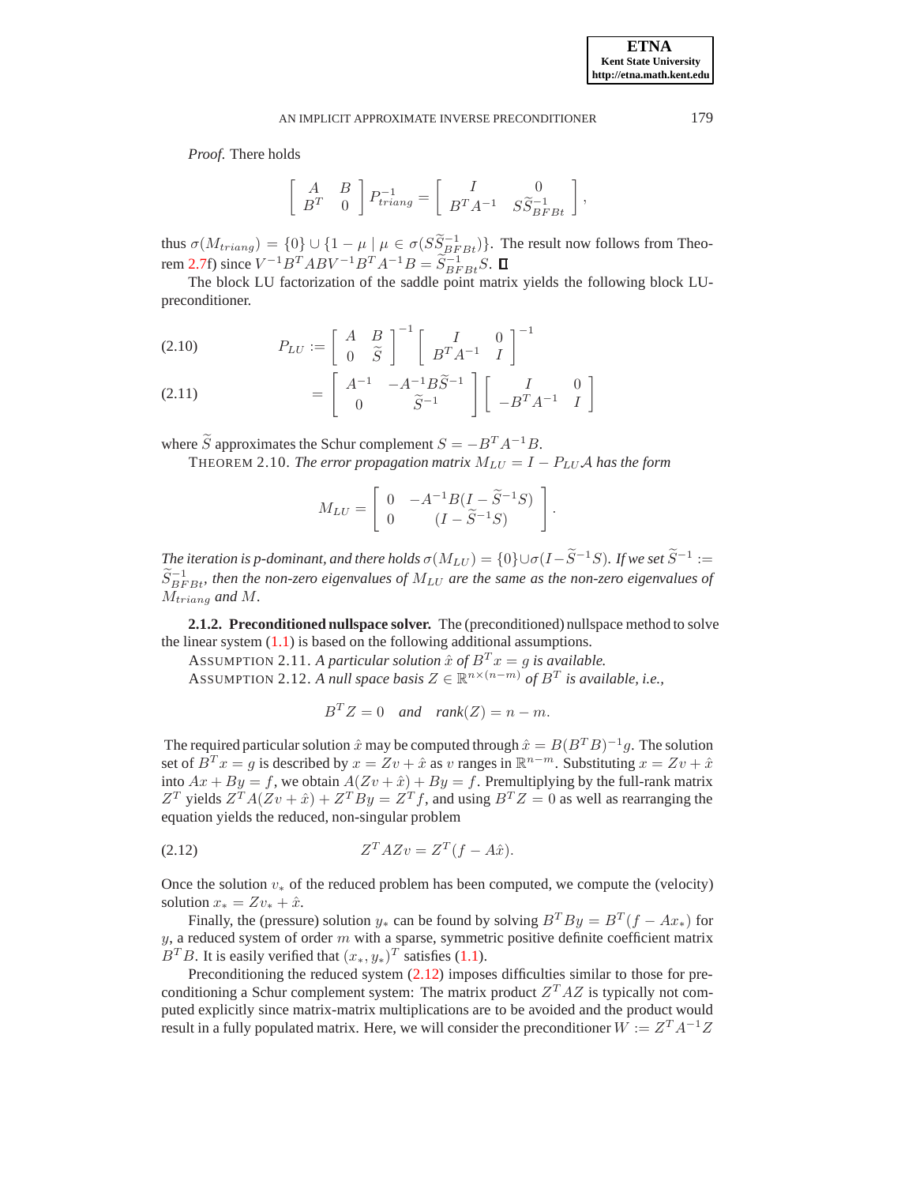*Proof.* There holds

$$\begin{bmatrix} A & B \\ B^T & 0 \end{bmatrix} P_{triang}^{-1} = \begin{bmatrix} I & 0 \\ B^T A^{-1} & S\widetilde{S}_{BFBt}^{-1} \end{bmatrix},$$

thus $\sigma(M_{triang}) = \{0\} \cup \{1 - \mu \mid \mu \in \sigma(S\widetilde{S}_{BFBt}^{-1})\}$. The result now follows from Theorem 2.7f) since $V^{-1}B^T ABV^{-1}B^T A^{-1}B = \widetilde{S}_{BFBt}^{-1}S$. ∎

The block LU factorization of the saddle point matrix yields the following block LU-preconditioner.

$$P_{LU} := \begin{bmatrix} A & B \\ 0 & \widetilde{S} \end{bmatrix}^{-1} \begin{bmatrix} I & 0 \\ B^T A^{-1} & I \end{bmatrix}^{-1} \tag{2.10}$$

$$= \begin{bmatrix} A^{-1} & -A^{-1}B\widetilde{S}^{-1} \\ 0 & \widetilde{S}^{-1} \end{bmatrix} \begin{bmatrix} I & 0 \\ -B^T A^{-1} & I \end{bmatrix} \tag{2.11}$$

where $\widetilde{S}$ approximates the Schur complement $S = -B^T A^{-1}B$.

THEOREM 2.10. *The error propagation matrix $M_{LU} = I - P_{LU}\mathcal{A}$ has the form*

$$M_{LU} = \begin{bmatrix} 0 & -A^{-1}B(I - \widetilde{S}^{-1}S) \\ 0 & (I - \widetilde{S}^{-1}S) \end{bmatrix}.$$

*The iteration is p-dominant, and there holds $\sigma(M_{LU}) = \{0\} \cup \sigma(I - \widetilde{S}^{-1}S)$. If we set $\widetilde{S}^{-1} := \widetilde{S}_{BFBt}^{-1}$, then the non-zero eigenvalues of $M_{LU}$ are the same as the non-zero eigenvalues of $M_{triang}$ and $M$.*

**2.1.2. Preconditioned nullspace solver.** The (preconditioned) nullspace method to solve the linear system (1.1) is based on the following additional assumptions.

ASSUMPTION 2.11. *A particular solution $\hat{x}$ of $B^T x = g$ is available.*

ASSUMPTION 2.12. *A null space basis $Z \in \mathbb{R}^{n \times (n-m)}$ of $B^T$ is available, i.e.,*

$$B^T Z = 0 \quad \textit{and} \quad \textit{rank}(Z) = n - m.$$

The required particular solution $\hat{x}$ may be computed through $\hat{x} = B(B^T B)^{-1}g$. The solution set of $B^T x = g$ is described by $x = Zv + \hat{x}$ as $v$ ranges in $\mathbb{R}^{n-m}$. Substituting $x = Zv + \hat{x}$ into $Ax + By = f$, we obtain $A(Zv + \hat{x}) + By = f$. Premultiplying by the full-rank matrix $Z^T$ yields $Z^T A(Zv + \hat{x}) + Z^T By = Z^T f$, and using $B^T Z = 0$ as well as rearranging the equation yields the reduced, non-singular problem

$$Z^T AZv = Z^T(f - A\hat{x}). \tag{2.12}$$

Once the solution $v_*$ of the reduced problem has been computed, we compute the (velocity) solution $x_* = Zv_* + \hat{x}$.

Finally, the (pressure) solution $y_*$ can be found by solving $B^T By = B^T(f - Ax_*)$ for $y$, a reduced system of order $m$ with a sparse, symmetric positive definite coefficient matrix $B^T B$. It is easily verified that $(x_*, y_*)^T$ satisfies (1.1).

Preconditioning the reduced system (2.12) imposes difficulties similar to those for preconditioning a Schur complement system: The matrix product $Z^T AZ$ is typically not computed explicitly since matrix-matrix multiplications are to be avoided and the product would result in a fully populated matrix. Here, we will consider the preconditioner $W := Z^T A^{-1} Z$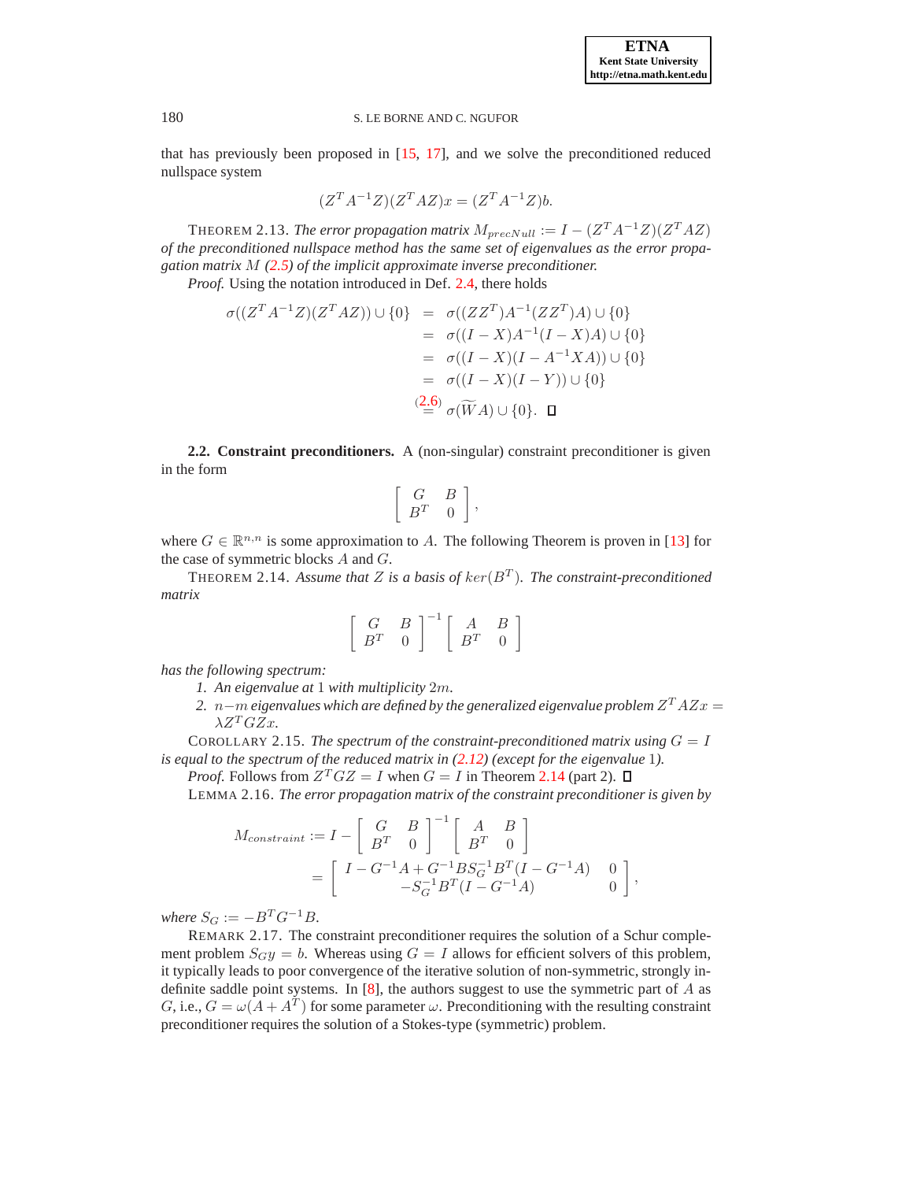that has previously been proposed in [15, 17], and we solve the preconditioned reduced nullspace system

$$(Z^T A^{-1} Z)(Z^T A Z)x = (Z^T A^{-1} Z)b.$$

THEOREM 2.13. *The error propagation matrix $M_{precNull} := I - (Z^T A^{-1} Z)(Z^T A Z)$ of the preconditioned nullspace method has the same set of eigenvalues as the error propagation matrix $M$ (2.5) of the implicit approximate inverse preconditioner.*

*Proof.* Using the notation introduced in Def. 2.4, there holds

$$\begin{aligned}
\sigma((Z^T A^{-1} Z)(Z^T A Z)) \cup \{0\} &= \sigma((ZZ^T)A^{-1}(ZZ^T)A) \cup \{0\} \\
&= \sigma((I-X)A^{-1}(I-X)A) \cup \{0\} \\
&= \sigma((I-X)(I-A^{-1}XA)) \cup \{0\} \\
&= \sigma((I-X)(I-Y)) \cup \{0\} \\
&\overset{(2.6)}{=} \sigma(\widetilde{W}A) \cup \{0\}. \qquad \square
\end{aligned}$$

### 2.2. Constraint preconditioners.

A (non-singular) constraint preconditioner is given in the form

$$\begin{bmatrix} G & B \\ B^T & 0 \end{bmatrix},$$

where $G \in \mathbb{R}^{n,n}$ is some approximation to $A$. The following Theorem is proven in [13] for the case of symmetric blocks $A$ and $G$.

THEOREM 2.14. *Assume that $Z$ is a basis of $ker(B^T)$. The constraint-preconditioned matrix*

$$\begin{bmatrix} G & B \\ B^T & 0 \end{bmatrix}^{-1} \begin{bmatrix} A & B \\ B^T & 0 \end{bmatrix}$$

*has the following spectrum:*

1. *An eigenvalue at 1 with multiplicity $2m$.*
2. *$n-m$ eigenvalues which are defined by the generalized eigenvalue problem $Z^T A Z x = \lambda Z^T G Z x$.*

COROLLARY 2.15. *The spectrum of the constraint-preconditioned matrix using $G = I$ is equal to the spectrum of the reduced matrix in (2.12) (except for the eigenvalue 1).*

*Proof.* Follows from $Z^T G Z = I$ when $G = I$ in Theorem 2.14 (part 2). $\square$

LEMMA 2.16. *The error propagation matrix of the constraint preconditioner is given by*

$$\begin{aligned}
M_{constraint} &:= I - \begin{bmatrix} G & B \\ B^T & 0 \end{bmatrix}^{-1} \begin{bmatrix} A & B \\ B^T & 0 \end{bmatrix} \\
&= \begin{bmatrix} I - G^{-1}A + G^{-1}BS_G^{-1}B^T(I - G^{-1}A) & 0 \\ -S_G^{-1}B^T(I - G^{-1}A) & 0 \end{bmatrix},
\end{aligned}$$

*where $S_G := -B^T G^{-1} B$.*

REMARK 2.17. The constraint preconditioner requires the solution of a Schur complement problem $S_G y = b$. Whereas using $G = I$ allows for efficient solvers of this problem, it typically leads to poor convergence of the iterative solution of non-symmetric, strongly indefinite saddle point systems. In [8], the authors suggest to use the symmetric part of $A$ as $G$, i.e., $G = \omega(A + A^T)$ for some parameter $\omega$. Preconditioning with the resulting constraint preconditioner requires the solution of a Stokes-type (symmetric) problem.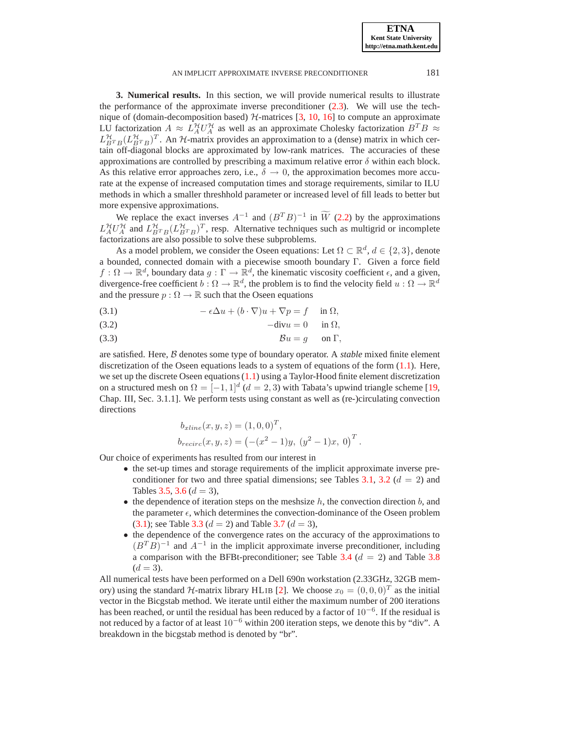**3. Numerical results.** In this section, we will provide numerical results to illustrate the performance of the approximate inverse preconditioner (2.3). We will use the technique of (domain-decomposition based) $\mathcal{H}$-matrices [3, 10, 16] to compute an approximate LU factorization $A \approx L_A^{\mathcal{H}} U_A^{\mathcal{H}}$ as well as an approximate Cholesky factorization $B^T B \approx L_{B^T B}^{\mathcal{H}} (L_{B^T B}^{\mathcal{H}})^T$. An $\mathcal{H}$-matrix provides an approximation to a (dense) matrix in which certain off-diagonal blocks are approximated by low-rank matrices. The accuracies of these approximations are controlled by prescribing a maximum relative error $\delta$ within each block. As this relative error approaches zero, i.e., $\delta \to 0$, the approximation becomes more accurate at the expense of increased computation times and storage requirements, similar to ILU methods in which a smaller threshhold parameter or increased level of fill leads to better but more expensive approximations.

We replace the exact inverses $A^{-1}$ and $(B^T B)^{-1}$ in $\widetilde{W}$ (2.2) by the approximations $L_A^{\mathcal{H}} U_A^{\mathcal{H}}$ and $L_{B^T B}^{\mathcal{H}} (L_{B^T B}^{\mathcal{H}})^T$, resp. Alternative techniques such as multigrid or incomplete factorizations are also possible to solve these subproblems.

As a model problem, we consider the Oseen equations: Let $\Omega \subset \mathbb{R}^d$, $d \in \{2, 3\}$, denote a bounded, connected domain with a piecewise smooth boundary $\Gamma$. Given a force field $f : \Omega \to \mathbb{R}^d$, boundary data $g : \Gamma \to \mathbb{R}^d$, the kinematic viscosity coefficient $\epsilon$, and a given, divergence-free coefficient $b : \Omega \to \mathbb{R}^d$, the problem is to find the velocity field $u : \Omega \to \mathbb{R}^d$ and the pressure $p : \Omega \to \mathbb{R}$ such that the Oseen equations

$$-\epsilon \Delta u + (b \cdot \nabla) u + \nabla p = f \quad \text{in } \Omega, \tag{3.1}$$

$$-\text{div} u = 0 \quad \text{in } \Omega, \tag{3.2}$$

$$\mathcal{B} u = g \quad \text{on } \Gamma, \tag{3.3}$$

are satisfied. Here, $\mathcal{B}$ denotes some type of boundary operator. A *stable* mixed finite element discretization of the Oseen equations leads to a system of equations of the form (1.1). Here, we set up the discrete Oseen equations (1.1) using a Taylor-Hood finite element discretization on a structured mesh on $\Omega = [-1, 1]^d$ ($d = 2, 3$) with Tabata's upwind triangle scheme [19, Chap. III, Sec. 3.1.1]. We perform tests using constant as well as (re-)circulating convection directions

$$b_{xline}(x, y, z) = (1, 0, 0)^T,$$
$$b_{recirc}(x, y, z) = \left(-(x^2 - 1)y,\ (y^2 - 1)x,\ 0\right)^T.$$

Our choice of experiments has resulted from our interest in

- the set-up times and storage requirements of the implicit approximate inverse preconditioner for two and three spatial dimensions; see Tables 3.1, 3.2 ($d = 2$) and Tables 3.5, 3.6 ($d = 3$),
- the dependence of iteration steps on the meshsize $h$, the convection direction $b$, and the parameter $\epsilon$, which determines the convection-dominance of the Oseen problem (3.1); see Table 3.3 ($d = 2$) and Table 3.7 ($d = 3$),
- the dependence of the convergence rates on the accuracy of the approximations to $(B^T B)^{-1}$ and $A^{-1}$ in the implicit approximate inverse preconditioner, including a comparison with the BFBt-preconditioner; see Table 3.4 ($d = 2$) and Table 3.8 ($d = 3$).

All numerical tests have been performed on a Dell 690n workstation (2.33GHz, 32GB memory) using the standard $\mathcal{H}$-matrix library HLIB [2]. We choose $x_0 = (0, 0, 0)^T$ as the initial vector in the Bicgstab method. We iterate until either the maximum number of 200 iterations has been reached, or until the residual has been reduced by a factor of $10^{-6}$. If the residual is not reduced by a factor of at least $10^{-6}$ within 200 iteration steps, we denote this by "div". A breakdown in the bicgstab method is denoted by "br".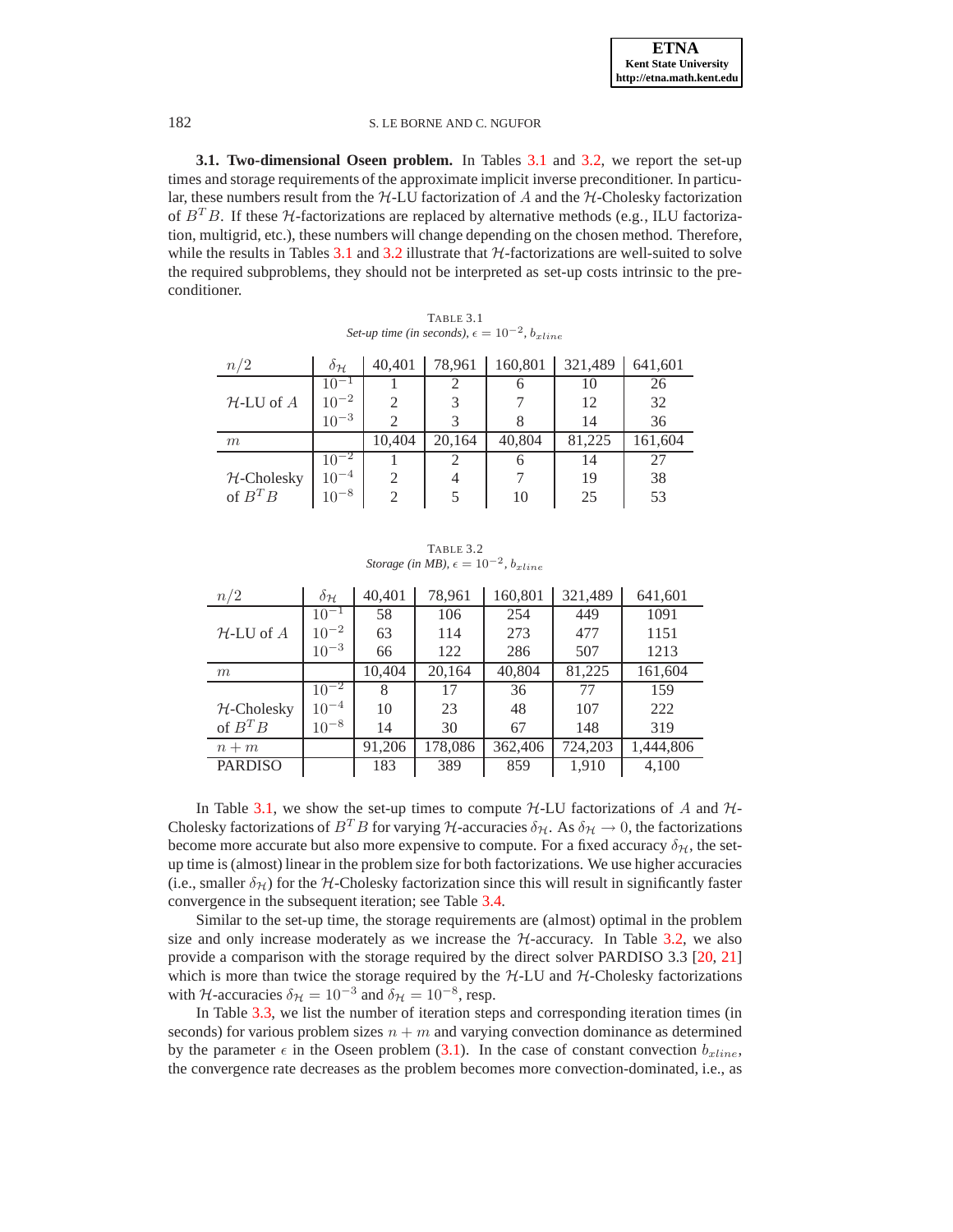**3.1. Two-dimensional Oseen problem.** In Tables 3.1 and 3.2, we report the set-up times and storage requirements of the approximate implicit inverse preconditioner. In particular, these numbers result from the $\mathcal{H}$-LU factorization of $A$ and the $\mathcal{H}$-Cholesky factorization of $B^TB$. If these $\mathcal{H}$-factorizations are replaced by alternative methods (e.g., ILU factorization, multigrid, etc.), these numbers will change depending on the chosen method. Therefore, while the results in Tables 3.1 and 3.2 illustrate that $\mathcal{H}$-factorizations are well-suited to solve the required subproblems, they should not be interpreted as set-up costs intrinsic to the preconditioner.

TABLE 3.1
*Set-up time (in seconds), $\epsilon = 10^{-2}$, $b_{xline}$*

| $n/2$ | $\delta_{\mathcal{H}}$ | 40,401 | 78,961 | 160,801 | 321,489 | 641,601 |
|---|---|---|---|---|---|---|
| $\mathcal{H}$-LU of $A$ | $10^{-1}$ | 1 | 2 | 6 | 10 | 26 |
| | $10^{-2}$ | 2 | 3 | 7 | 12 | 32 |
| | $10^{-3}$ | 2 | 3 | 8 | 14 | 36 |
| $m$ | | 10,404 | 20,164 | 40,804 | 81,225 | 161,604 |
| $\mathcal{H}$-Cholesky of $B^TB$ | $10^{-2}$ | 1 | 2 | 6 | 14 | 27 |
| | $10^{-4}$ | 2 | 4 | 7 | 19 | 38 |
| | $10^{-8}$ | 2 | 5 | 10 | 25 | 53 |

TABLE 3.2
*Storage (in MB), $\epsilon = 10^{-2}$, $b_{xline}$*

| $n/2$ | $\delta_{\mathcal{H}}$ | 40,401 | 78,961 | 160,801 | 321,489 | 641,601 |
|---|---|---|---|---|---|---|
| $\mathcal{H}$-LU of $A$ | $10^{-1}$ | 58 | 106 | 254 | 449 | 1091 |
| | $10^{-2}$ | 63 | 114 | 273 | 477 | 1151 |
| | $10^{-3}$ | 66 | 122 | 286 | 507 | 1213 |
| $m$ | | 10,404 | 20,164 | 40,804 | 81,225 | 161,604 |
| $\mathcal{H}$-Cholesky of $B^TB$ | $10^{-2}$ | 8 | 17 | 36 | 77 | 159 |
| | $10^{-4}$ | 10 | 23 | 48 | 107 | 222 |
| | $10^{-8}$ | 14 | 30 | 67 | 148 | 319 |
| $n+m$ | | 91,206 | 178,086 | 362,406 | 724,203 | 1,444,806 |
| PARDISO | | 183 | 389 | 859 | 1,910 | 4,100 |

In Table 3.1, we show the set-up times to compute $\mathcal{H}$-LU factorizations of $A$ and $\mathcal{H}$-Cholesky factorizations of $B^TB$ for varying $\mathcal{H}$-accuracies $\delta_{\mathcal{H}}$. As $\delta_{\mathcal{H}} \to 0$, the factorizations become more accurate but also more expensive to compute. For a fixed accuracy $\delta_{\mathcal{H}}$, the set-up time is (almost) linear in the problem size for both factorizations. We use higher accuracies (i.e., smaller $\delta_{\mathcal{H}}$) for the $\mathcal{H}$-Cholesky factorization since this will result in significantly faster convergence in the subsequent iteration; see Table 3.4.

Similar to the set-up time, the storage requirements are (almost) optimal in the problem size and only increase moderately as we increase the $\mathcal{H}$-accuracy. In Table 3.2, we also provide a comparison with the storage required by the direct solver PARDISO 3.3 [20, 21] which is more than twice the storage required by the $\mathcal{H}$-LU and $\mathcal{H}$-Cholesky factorizations with $\mathcal{H}$-accuracies $\delta_{\mathcal{H}} = 10^{-3}$ and $\delta_{\mathcal{H}} = 10^{-8}$, resp.

In Table 3.3, we list the number of iteration steps and corresponding iteration times (in seconds) for various problem sizes $n + m$ and varying convection dominance as determined by the parameter $\epsilon$ in the Oseen problem (3.1). In the case of constant convection $b_{xline}$, the convergence rate decreases as the problem becomes more convection-dominated, i.e., as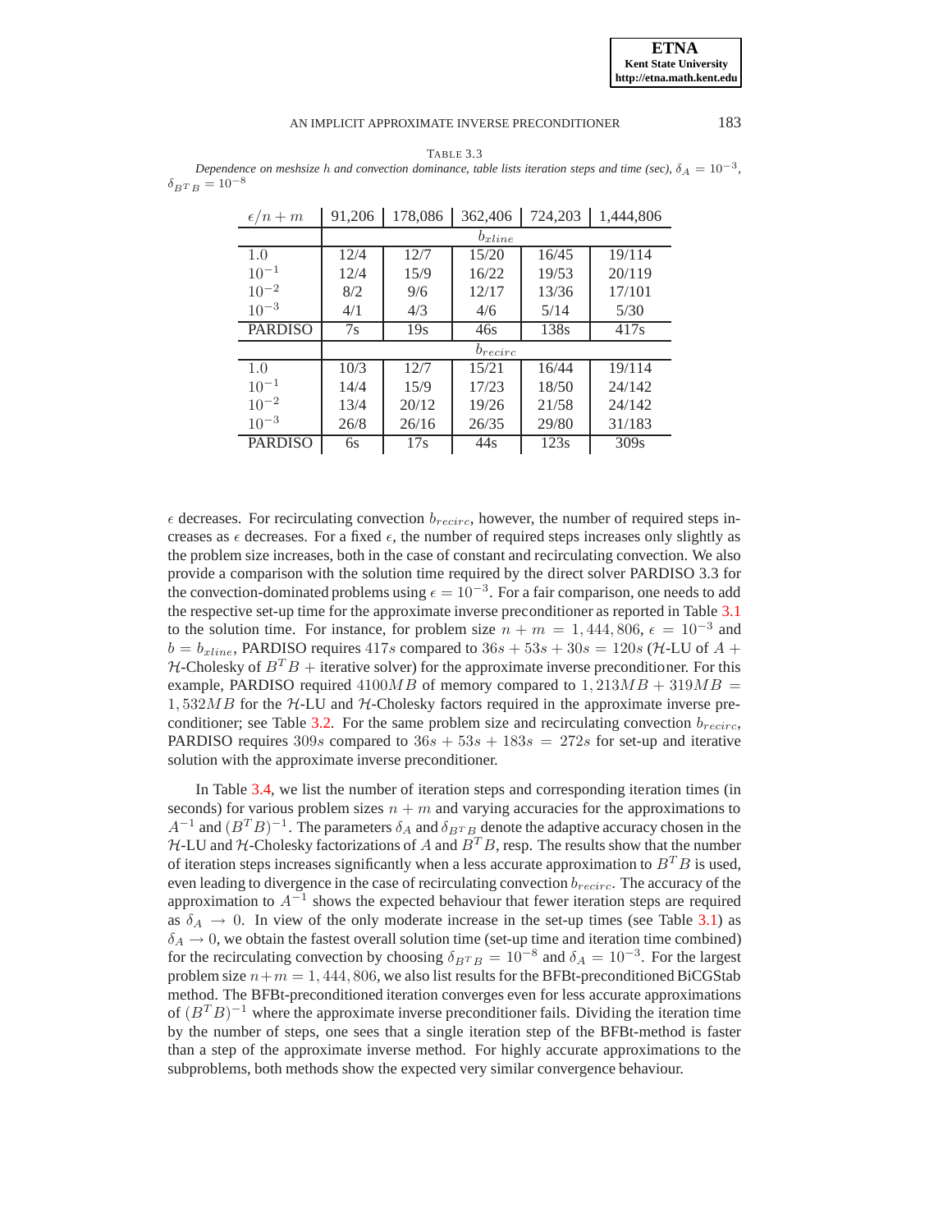TABLE 3.3
*Dependence on meshsize $h$ and convection dominance, table lists iteration steps and time (sec), $\delta_A = 10^{-3}$, $\delta_{B^TB} = 10^{-8}$*

| $\epsilon/n+m$ | 91,206 | 178,086 | 362,406 | 724,203 | 1,444,806 |
|---|---|---|---|---|---|
| | $b_{xline}$ | | | | |
| 1.0 | 12/4 | 12/7 | 15/20 | 16/45 | 19/114 |
| $10^{-1}$ | 12/4 | 15/9 | 16/22 | 19/53 | 20/119 |
| $10^{-2}$ | 8/2 | 9/6 | 12/17 | 13/36 | 17/101 |
| $10^{-3}$ | 4/1 | 4/3 | 4/6 | 5/14 | 5/30 |
| PARDISO | 7s | 19s | 46s | 138s | 417s |
| | $b_{recirc}$ | | | | |
| 1.0 | 10/3 | 12/7 | 15/21 | 16/44 | 19/114 |
| $10^{-1}$ | 14/4 | 15/9 | 17/23 | 18/50 | 24/142 |
| $10^{-2}$ | 13/4 | 20/12 | 19/26 | 21/58 | 24/142 |
| $10^{-3}$ | 26/8 | 26/16 | 26/35 | 29/80 | 31/183 |
| PARDISO | 6s | 17s | 44s | 123s | 309s |

$\epsilon$ decreases. For recirculating convection $b_{recirc}$, however, the number of required steps increases as $\epsilon$ decreases. For a fixed $\epsilon$, the number of required steps increases only slightly as the problem size increases, both in the case of constant and recirculating convection. We also provide a comparison with the solution time required by the direct solver PARDISO 3.3 for the convection-dominated problems using $\epsilon = 10^{-3}$. For a fair comparison, one needs to add the respective set-up time for the approximate inverse preconditioner as reported in Table 3.1 to the solution time. For instance, for problem size $n + m = 1,444,806$, $\epsilon = 10^{-3}$ and $b = b_{xline}$, PARDISO requires $417s$ compared to $36s + 53s + 30s = 120s$ ($\mathcal{H}$-LU of $A$ + $\mathcal{H}$-Cholesky of $B^TB$ + iterative solver) for the approximate inverse preconditioner. For this example, PARDISO required $4100MB$ of memory compared to $1,213MB + 319MB = 1,532MB$ for the $\mathcal{H}$-LU and $\mathcal{H}$-Cholesky factors required in the approximate inverse preconditioner; see Table 3.2. For the same problem size and recirculating convection $b_{recirc}$, PARDISO requires $309s$ compared to $36s + 53s + 183s = 272s$ for set-up and iterative solution with the approximate inverse preconditioner.

In Table 3.4, we list the number of iteration steps and corresponding iteration times (in seconds) for various problem sizes $n + m$ and varying accuracies for the approximations to $A^{-1}$ and $(B^TB)^{-1}$. The parameters $\delta_A$ and $\delta_{B^TB}$ denote the adaptive accuracy chosen in the $\mathcal{H}$-LU and $\mathcal{H}$-Cholesky factorizations of $A$ and $B^TB$, resp. The results show that the number of iteration steps increases significantly when a less accurate approximation to $B^TB$ is used, even leading to divergence in the case of recirculating convection $b_{recirc}$. The accuracy of the approximation to $A^{-1}$ shows the expected behaviour that fewer iteration steps are required as $\delta_A \to 0$. In view of the only moderate increase in the set-up times (see Table 3.1) as $\delta_A \to 0$, we obtain the fastest overall solution time (set-up time and iteration time combined) for the recirculating convection by choosing $\delta_{B^TB} = 10^{-8}$ and $\delta_A = 10^{-3}$. For the largest problem size $n+m = 1,444,806$, we also list results for the BFBt-preconditioned BiCGStab method. The BFBt-preconditioned iteration converges even for less accurate approximations of $(B^TB)^{-1}$ where the approximate inverse preconditioner fails. Dividing the iteration time by the number of steps, one sees that a single iteration step of the BFBt-method is faster than a step of the approximate inverse method. For highly accurate approximations to the subproblems, both methods show the expected very similar convergence behaviour.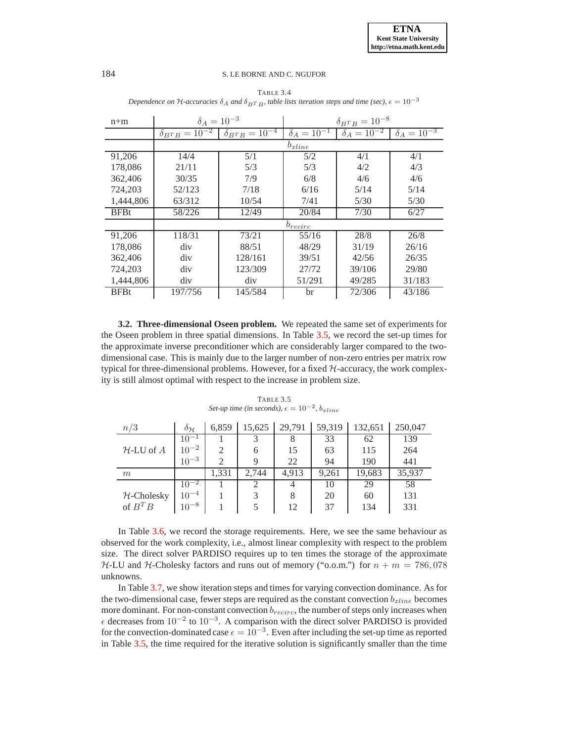TABLE 3.4
*Dependence on $\mathcal{H}$-accuracies $\delta_A$ and $\delta_{B^TB}$, table lists iteration steps and time (sec), $\epsilon = 10^{-3}$*

| n+m | $\delta_A = 10^{-3}$ | | $\delta_{B^TB} = 10^{-8}$ | | |
|---|---|---|---|---|---|
| | $\delta_{B^TB} = 10^{-2}$ | $\delta_{B^TB} = 10^{-4}$ | $\delta_A = 10^{-1}$ | $\delta_A = 10^{-2}$ | $\delta_A = 10^{-3}$ |
| | $b_{xline}$ | | | | |
| 91,206 | 14/4 | 5/1 | 5/2 | 4/1 | 4/1 |
| 178,086 | 21/11 | 5/3 | 5/3 | 4/2 | 4/3 |
| 362,406 | 30/35 | 7/9 | 6/8 | 4/6 | 4/6 |
| 724,203 | 52/123 | 7/18 | 6/16 | 5/14 | 5/14 |
| 1,444,806 | 63/312 | 10/54 | 7/41 | 5/30 | 5/30 |
| BFBt | 58/226 | 12/49 | 20/84 | 7/30 | 6/27 |
| | $b_{recirc}$ | | | | |
| 91,206 | 118/31 | 73/21 | 55/16 | 28/8 | 26/8 |
| 178,086 | div | 88/51 | 48/29 | 31/19 | 26/16 |
| 362,406 | div | 128/161 | 39/51 | 42/56 | 26/35 |
| 724,203 | div | 123/309 | 27/72 | 39/106 | 29/80 |
| 1,444,806 | div | div | 51/291 | 49/285 | 31/183 |
| BFBt | 197/756 | 145/584 | br | 72/306 | 43/186 |

**3.2. Three-dimensional Oseen problem.** We repeated the same set of experiments for the Oseen problem in three spatial dimensions. In Table 3.5, we record the set-up times for the approximate inverse preconditioner which are considerably larger compared to the two-dimensional case. This is mainly due to the larger number of non-zero entries per matrix row typical for three-dimensional problems. However, for a fixed $\mathcal{H}$-accuracy, the work complexity is still almost optimal with respect to the increase in problem size.

TABLE 3.5
*Set-up time (in seconds), $\epsilon = 10^{-2}$, $b_{xline}$*

| $n/3$ | $\delta_{\mathcal{H}}$ | 6,859 | 15,625 | 29,791 | 59,319 | 132,651 | 250,047 |
|---|---|---|---|---|---|---|---|
| | $10^{-1}$ | 1 | 3 | 8 | 33 | 62 | 139 |
| $\mathcal{H}$-LU of $A$ | $10^{-2}$ | 2 | 6 | 15 | 63 | 115 | 264 |
| | $10^{-3}$ | 2 | 9 | 22 | 94 | 190 | 441 |
| $m$ | | 1,331 | 2,744 | 4,913 | 9,261 | 19,683 | 35,937 |
| | $10^{-2}$ | 1 | 2 | 4 | 10 | 29 | 58 |
| $\mathcal{H}$-Cholesky | $10^{-4}$ | 1 | 3 | 8 | 20 | 60 | 131 |
| of $B^TB$ | $10^{-8}$ | 1 | 5 | 12 | 37 | 134 | 331 |

In Table 3.6, we record the storage requirements. Here, we see the same behaviour as observed for the work complexity, i.e., almost linear complexity with respect to the problem size. The direct solver PARDISO requires up to ten times the storage of the approximate $\mathcal{H}$-LU and $\mathcal{H}$-Cholesky factors and runs out of memory ("o.o.m.") for $n + m = 786,078$ unknowns.

In Table 3.7, we show iteration steps and times for varying convection dominance. As for the two-dimensional case, fewer steps are required as the constant convection $b_{xline}$ becomes more dominant. For non-constant convection $b_{recirc}$, the number of steps only increases when $\epsilon$ decreases from $10^{-2}$ to $10^{-3}$. A comparison with the direct solver PARDISO is provided for the convection-dominated case $\epsilon = 10^{-3}$. Even after including the set-up time as reported in Table 3.5, the time required for the iterative solution is significantly smaller than the time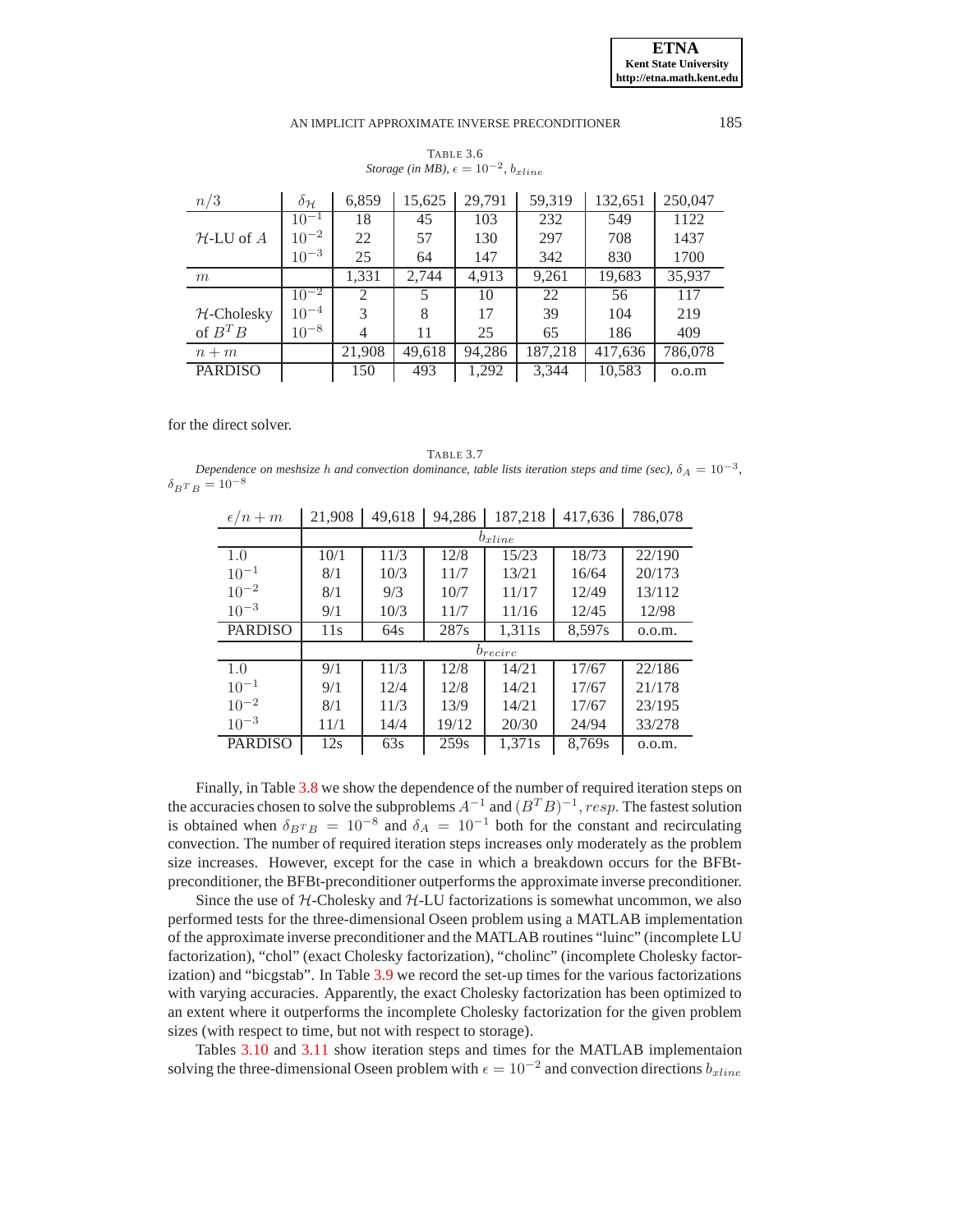TABLE 3.6
*Storage (in MB), $\epsilon = 10^{-2}$, $b_{xline}$*

| $n/3$ | $\delta_{\mathcal{H}}$ | 6,859 | 15,625 | 29,791 | 59,319 | 132,651 | 250,047 |
|---|---|---|---|---|---|---|---|
| | $10^{-1}$ | 18 | 45 | 103 | 232 | 549 | 1122 |
| $\mathcal{H}$-LU of $A$ | $10^{-2}$ | 22 | 57 | 130 | 297 | 708 | 1437 |
| | $10^{-3}$ | 25 | 64 | 147 | 342 | 830 | 1700 |
| $m$ | | 1,331 | 2,744 | 4,913 | 9,261 | 19,683 | 35,937 |
| | $10^{-2}$ | 2 | 5 | 10 | 22 | 56 | 117 |
| $\mathcal{H}$-Cholesky | $10^{-4}$ | 3 | 8 | 17 | 39 | 104 | 219 |
| of $B^TB$ | $10^{-8}$ | 4 | 11 | 25 | 65 | 186 | 409 |
| $n+m$ | | 21,908 | 49,618 | 94,286 | 187,218 | 417,636 | 786,078 |
| PARDISO | | 150 | 493 | 1,292 | 3,344 | 10,583 | o.o.m |

for the direct solver.

TABLE 3.7
*Dependence on meshsize $h$ and convection dominance, table lists iteration steps and time (sec), $\delta_A = 10^{-3}$, $\delta_{B^TB} = 10^{-8}$*

| $\epsilon/n+m$ | 21,908 | 49,618 | 94,286 | 187,218 | 417,636 | 786,078 |
|---|---|---|---|---|---|---|
| | $b_{xline}$ | | | | | |
| 1.0 | 10/1 | 11/3 | 12/8 | 15/23 | 18/73 | 22/190 |
| $10^{-1}$ | 8/1 | 10/3 | 11/7 | 13/21 | 16/64 | 20/173 |
| $10^{-2}$ | 8/1 | 9/3 | 10/7 | 11/17 | 12/49 | 13/112 |
| $10^{-3}$ | 9/1 | 10/3 | 11/7 | 11/16 | 12/45 | 12/98 |
| PARDISO | 11s | 64s | 287s | 1,311s | 8,597s | o.o.m. |
| | $b_{recirc}$ | | | | | |
| 1.0 | 9/1 | 11/3 | 12/8 | 14/21 | 17/67 | 22/186 |
| $10^{-1}$ | 9/1 | 12/4 | 12/8 | 14/21 | 17/67 | 21/178 |
| $10^{-2}$ | 8/1 | 11/3 | 13/9 | 14/21 | 17/67 | 23/195 |
| $10^{-3}$ | 11/1 | 14/4 | 19/12 | 20/30 | 24/94 | 33/278 |
| PARDISO | 12s | 63s | 259s | 1,371s | 8,769s | o.o.m. |

Finally, in Table 3.8 we show the dependence of the number of required iteration steps on the accuracies chosen to solve the subproblems $A^{-1}$ and $(B^TB)^{-1}$, *resp.* The fastest solution is obtained when $\delta_{B^TB} = 10^{-8}$ and $\delta_A = 10^{-1}$ both for the constant and recirculating convection. The number of required iteration steps increases only moderately as the problem size increases. However, except for the case in which a breakdown occurs for the BFBt-preconditioner, the BFBt-preconditioner outperforms the approximate inverse preconditioner.

Since the use of $\mathcal{H}$-Cholesky and $\mathcal{H}$-LU factorizations is somewhat uncommon, we also performed tests for the three-dimensional Oseen problem using a MATLAB implementation of the approximate inverse preconditioner and the MATLAB routines "luinc" (incomplete LU factorization), "chol" (exact Cholesky factorization), "cholinc" (incomplete Cholesky factorization) and "bicgstab". In Table 3.9 we record the set-up times for the various factorizations with varying accuracies. Apparently, the exact Cholesky factorization has been optimized to an extent where it outperforms the incomplete Cholesky factorization for the given problem sizes (with respect to time, but not with respect to storage).

Tables 3.10 and 3.11 show iteration steps and times for the MATLAB implementaion solving the three-dimensional Oseen problem with $\epsilon = 10^{-2}$ and convection directions $b_{xline}$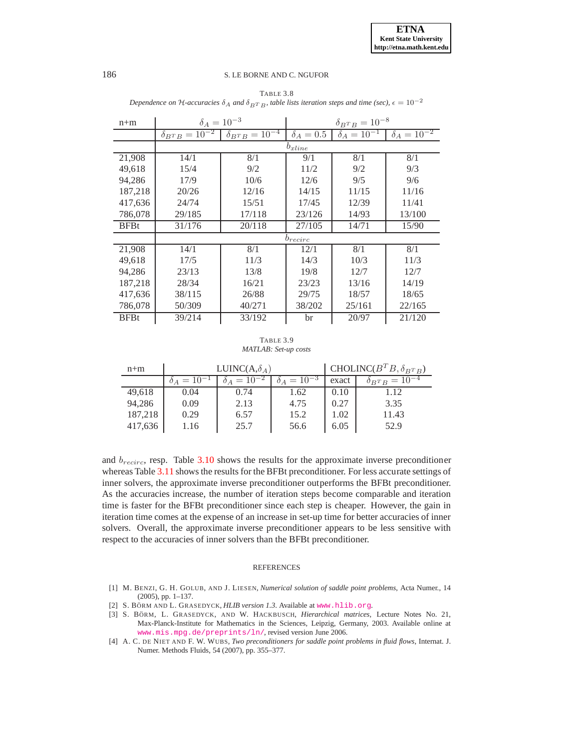TABLE 3.8
*Dependence on $\mathcal{H}$-accuracies $\delta_A$ and $\delta_{B^TB}$, table lists iteration steps and time (sec), $\epsilon = 10^{-2}$*

| n+m | $\delta_A = 10^{-3}$ | | $\delta_{B^TB} = 10^{-8}$ | | |
|---|---|---|---|---|---|
| | $\delta_{B^TB} = 10^{-2}$ | $\delta_{B^TB} = 10^{-4}$ | $\delta_A = 0.5$ | $\delta_A = 10^{-1}$ | $\delta_A = 10^{-2}$ |
| | $b_{xline}$ | | | | |
| 21,908 | 14/1 | 8/1 | 9/1 | 8/1 | 8/1 |
| 49,618 | 15/4 | 9/2 | 11/2 | 9/2 | 9/3 |
| 94,286 | 17/9 | 10/6 | 12/6 | 9/5 | 9/6 |
| 187,218 | 20/26 | 12/16 | 14/15 | 11/15 | 11/16 |
| 417,636 | 24/74 | 15/51 | 17/45 | 12/39 | 11/41 |
| 786,078 | 29/185 | 17/118 | 23/126 | 14/93 | 13/100 |
| BFBt | 31/176 | 20/118 | 27/105 | 14/71 | 15/90 |
| | $b_{recirc}$ | | | | |
| 21,908 | 14/1 | 8/1 | 12/1 | 8/1 | 8/1 |
| 49,618 | 17/5 | 11/3 | 14/3 | 10/3 | 11/3 |
| 94,286 | 23/13 | 13/8 | 19/8 | 12/7 | 12/7 |
| 187,218 | 28/34 | 16/21 | 23/23 | 13/16 | 14/19 |
| 417,636 | 38/115 | 26/88 | 29/75 | 18/57 | 18/65 |
| 786,078 | 50/309 | 40/271 | 38/202 | 25/161 | 22/165 |
| BFBt | 39/214 | 33/192 | br | 20/97 | 21/120 |

TABLE 3.9
*MATLAB: Set-up costs*

| n+m | LUINC(A,$\delta_A$) | | | CHOLINC($B^TB, \delta_{B^TB}$) | |
|---|---|---|---|---|---|
| | $\delta_A = 10^{-1}$ | $\delta_A = 10^{-2}$ | $\delta_A = 10^{-3}$ | exact | $\delta_{B^TB} = 10^{-4}$ |
| 49,618 | 0.04 | 0.74 | 1.62 | 0.10 | 1.12 |
| 94,286 | 0.09 | 2.13 | 4.75 | 0.27 | 3.35 |
| 187,218 | 0.29 | 6.57 | 15.2 | 1.02 | 11.43 |
| 417,636 | 1.16 | 25.7 | 56.6 | 6.05 | 52.9 |

and $b_{recirc}$, resp. Table 3.10 shows the results for the approximate inverse preconditioner whereas Table 3.11 shows the results for the BFBt preconditioner. For less accurate settings of inner solvers, the approximate inverse preconditioner outperforms the BFBt preconditioner. As the accuracies increase, the number of iteration steps become comparable and iteration time is faster for the BFBt preconditioner since each step is cheaper. However, the gain in iteration time comes at the expense of an increase in set-up time for better accuracies of inner solvers. Overall, the approximate inverse preconditioner appears to be less sensitive with respect to the accuracies of inner solvers than the BFBt preconditioner.

## REFERENCES

[1] M. BENZI, G. H. GOLUB, AND J. LIESEN, *Numerical solution of saddle point problems*, Acta Numer., 14 (2005), pp. 1–137.

[2] S. BÖRM AND L. GRASEDYCK, *HLIB version 1.3*. Available at www.hlib.org.

[3] S. BÖRM, L. GRASEDYCK, AND W. HACKBUSCH, *Hierarchical matrices*, Lecture Notes No. 21, Max-Planck-Institute for Mathematics in the Sciences, Leipzig, Germany, 2003. Available online at www.mis.mpg.de/preprints/ln/, revised version June 2006.

[4] A. C. DE NIET AND F. W. WUBS, *Two preconditioners for saddle point problems in fluid flows*, Internat. J. Numer. Methods Fluids, 54 (2007), pp. 355–377.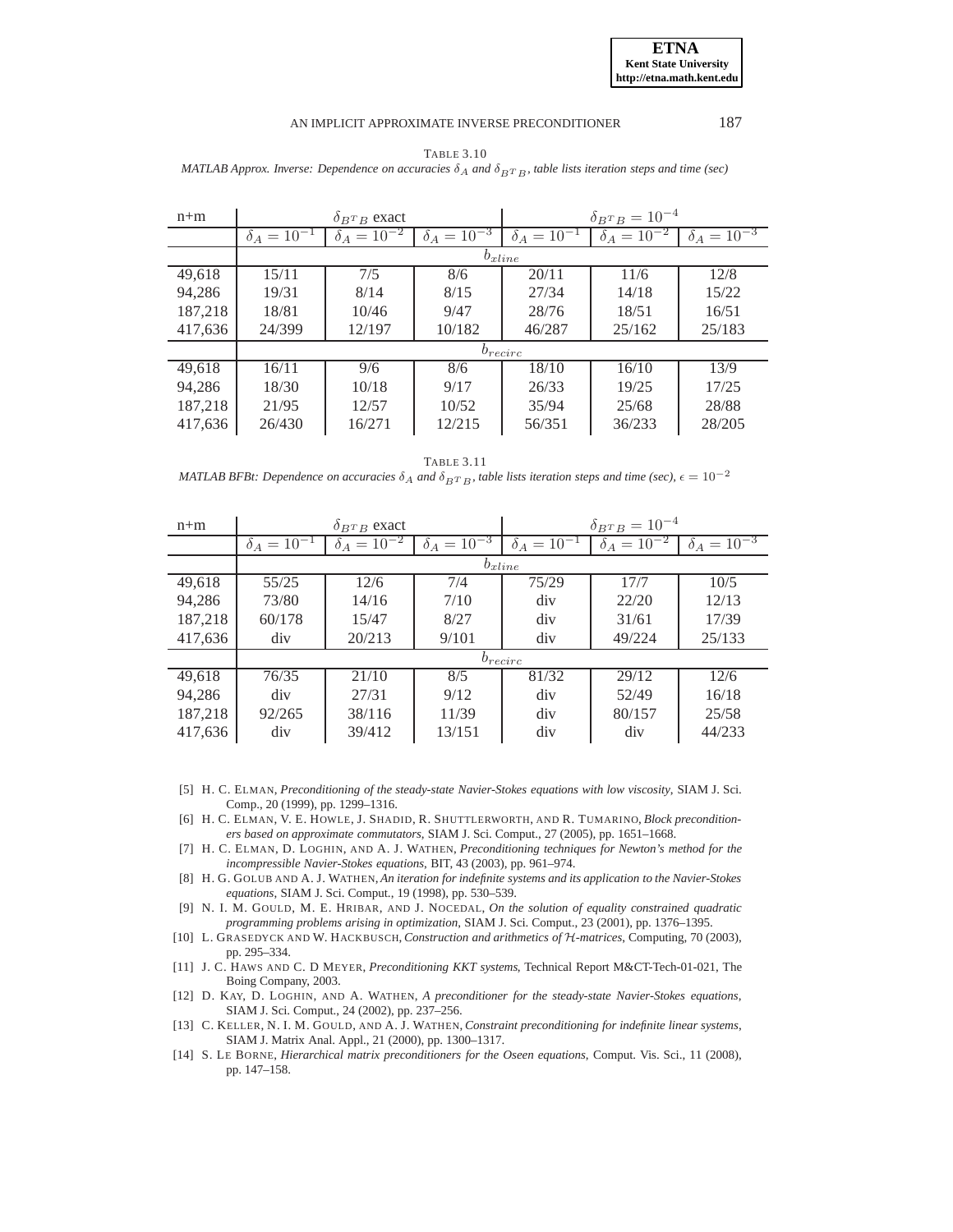TABLE 3.10

*MATLAB Approx. Inverse: Dependence on accuracies $\delta_A$ and $\delta_{B^TB}$, table lists iteration steps and time (sec)*

| n+m | $\delta_{B^TB}$ exact | | | $\delta_{B^TB} = 10^{-4}$ | | |
|---|---|---|---|---|---|---|
| | $\delta_A = 10^{-1}$ | $\delta_A = 10^{-2}$ | $\delta_A = 10^{-3}$ | $\delta_A = 10^{-1}$ | $\delta_A = 10^{-2}$ | $\delta_A = 10^{-3}$ |
| | $b_{xline}$ | | | | | |
| 49,618 | 15/11 | 7/5 | 8/6 | 20/11 | 11/6 | 12/8 |
| 94,286 | 19/31 | 8/14 | 8/15 | 27/34 | 14/18 | 15/22 |
| 187,218 | 18/81 | 10/46 | 9/47 | 28/76 | 18/51 | 16/51 |
| 417,636 | 24/399 | 12/197 | 10/182 | 46/287 | 25/162 | 25/183 |
| | $b_{recirc}$ | | | | | |
| 49,618 | 16/11 | 9/6 | 8/6 | 18/10 | 16/10 | 13/9 |
| 94,286 | 18/30 | 10/18 | 9/17 | 26/33 | 19/25 | 17/25 |
| 187,218 | 21/95 | 12/57 | 10/52 | 35/94 | 25/68 | 28/88 |
| 417,636 | 26/430 | 16/271 | 12/215 | 56/351 | 36/233 | 28/205 |

TABLE 3.11

*MATLAB BFBt: Dependence on accuracies $\delta_A$ and $\delta_{B^TB}$, table lists iteration steps and time (sec), $\epsilon = 10^{-2}$*

| n+m | $\delta_{B^TB}$ exact | | | $\delta_{B^TB} = 10^{-4}$ | | |
|---|---|---|---|---|---|---|
| | $\delta_A = 10^{-1}$ | $\delta_A = 10^{-2}$ | $\delta_A = 10^{-3}$ | $\delta_A = 10^{-1}$ | $\delta_A = 10^{-2}$ | $\delta_A = 10^{-3}$ |
| | $b_{xline}$ | | | | | |
| 49,618 | 55/25 | 12/6 | 7/4 | 75/29 | 17/7 | 10/5 |
| 94,286 | 73/80 | 14/16 | 7/10 | div | 22/20 | 12/13 |
| 187,218 | 60/178 | 15/47 | 8/27 | div | 31/61 | 17/39 |
| 417,636 | div | 20/213 | 9/101 | div | 49/224 | 25/133 |
| | $b_{recirc}$ | | | | | |
| 49,618 | 76/35 | 21/10 | 8/5 | 81/32 | 29/12 | 12/6 |
| 94,286 | div | 27/31 | 9/12 | div | 52/49 | 16/18 |
| 187,218 | 92/265 | 38/116 | 11/39 | div | 80/157 | 25/58 |
| 417,636 | div | 39/412 | 13/151 | div | div | 44/233 |

[5] H. C. ELMAN, *Preconditioning of the steady-state Navier-Stokes equations with low viscosity*, SIAM J. Sci. Comp., 20 (1999), pp. 1299–1316.

[6] H. C. ELMAN, V. E. HOWLE, J. SHADID, R. SHUTTLERWORTH, AND R. TUMARINO, *Block preconditioners based on approximate commutators*, SIAM J. Sci. Comput., 27 (2005), pp. 1651–1668.

[7] H. C. ELMAN, D. LOGHIN, AND A. J. WATHEN, *Preconditioning techniques for Newton's method for the incompressible Navier-Stokes equations*, BIT, 43 (2003), pp. 961–974.

[8] H. G. GOLUB AND A. J. WATHEN, *An iteration for indefinite systems and its application to the Navier-Stokes equations*, SIAM J. Sci. Comput., 19 (1998), pp. 530–539.

[9] N. I. M. GOULD, M. E. HRIBAR, AND J. NOCEDAL, *On the solution of equality constrained quadratic programming problems arising in optimization*, SIAM J. Sci. Comput., 23 (2001), pp. 1376–1395.

[10] L. GRASEDYCK AND W. HACKBUSCH, *Construction and arithmetics of $\mathcal{H}$-matrices*, Computing, 70 (2003), pp. 295–334.

[11] J. C. HAWS AND C. D MEYER, *Preconditioning KKT systems*, Technical Report M&CT-Tech-01-021, The Boing Company, 2003.

[12] D. KAY, D. LOGHIN, AND A. WATHEN, *A preconditioner for the steady-state Navier-Stokes equations*, SIAM J. Sci. Comput., 24 (2002), pp. 237–256.

[13] C. KELLER, N. I. M. GOULD, AND A. J. WATHEN, *Constraint preconditioning for indefinite linear systems*, SIAM J. Matrix Anal. Appl., 21 (2000), pp. 1300–1317.

[14] S. LE BORNE, *Hierarchical matrix preconditioners for the Oseen equations*, Comput. Vis. Sci., 11 (2008), pp. 147–158.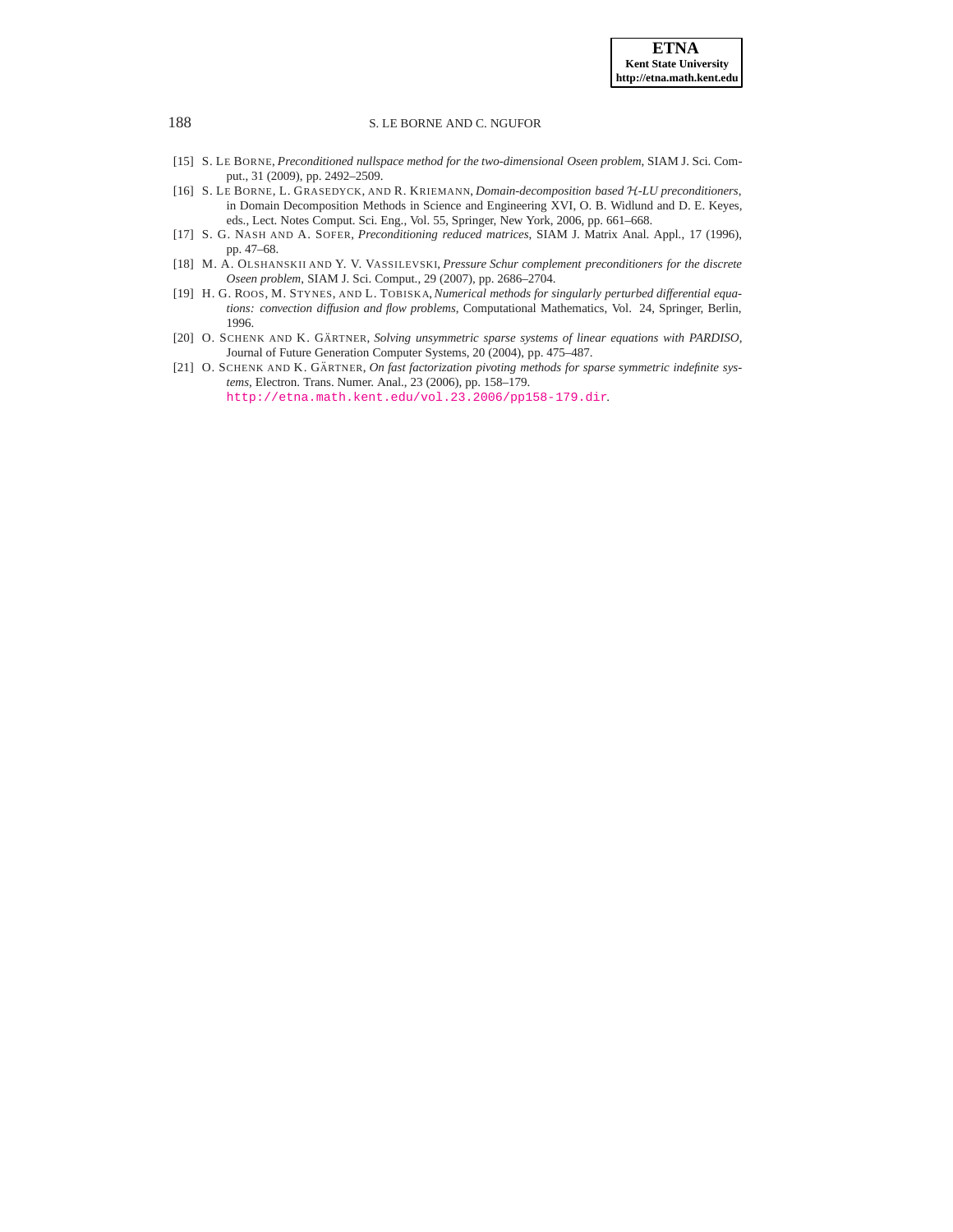[15] S. LE BORNE, *Preconditioned nullspace method for the two-dimensional Oseen problem*, SIAM J. Sci. Comput., 31 (2009), pp. 2492–2509.

[16] S. LE BORNE, L. GRASEDYCK, AND R. KRIEMANN, *Domain-decomposition based $\mathcal{H}$-LU preconditioners*, in Domain Decomposition Methods in Science and Engineering XVI, O. B. Widlund and D. E. Keyes, eds., Lect. Notes Comput. Sci. Eng., Vol. 55, Springer, New York, 2006, pp. 661–668.

[17] S. G. NASH AND A. SOFER, *Preconditioning reduced matrices*, SIAM J. Matrix Anal. Appl., 17 (1996), pp. 47–68.

[18] M. A. OLSHANSKII AND Y. V. VASSILEVSKI, *Pressure Schur complement preconditioners for the discrete Oseen problem*, SIAM J. Sci. Comput., 29 (2007), pp. 2686–2704.

[19] H. G. ROOS, M. STYNES, AND L. TOBISKA, *Numerical methods for singularly perturbed differential equations: convection diffusion and flow problems*, Computational Mathematics, Vol. 24, Springer, Berlin, 1996.

[20] O. SCHENK AND K. GÄRTNER, *Solving unsymmetric sparse systems of linear equations with PARDISO*, Journal of Future Generation Computer Systems, 20 (2004), pp. 475–487.

[21] O. SCHENK AND K. GÄRTNER, *On fast factorization pivoting methods for sparse symmetric indefinite systems*, Electron. Trans. Numer. Anal., 23 (2006), pp. 158–179. http://etna.math.kent.edu/vol.23.2006/pp158-179.dir.